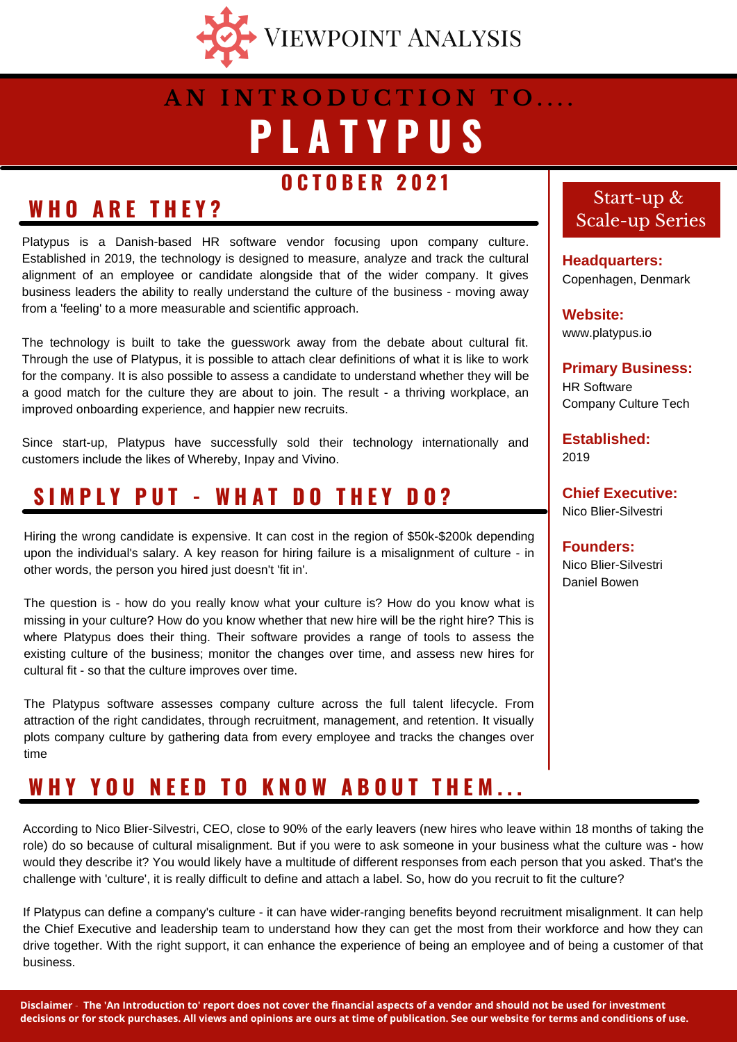# Viewpoint Analysis

## AN INTRODUCTION TO....

# PLATYPUS

## OCTOBER 2021

## WHO ARE THEY?

Platypus is a Danish-based HR software vendor focusing upon company culture. Established in 2019, the technology is designed to measure, analyze and track the cultural alignment of an employee or candidate alongside that of the wider company. It gives business leaders the ability to really understand the culture of the business - moving away from a 'feeling' to a more measurable and scientific approach.

The technology is built to take the guesswork away from the debate about cultural fit. Through the use of Platypus, it is possible to attach clear definitions of what it is like to work for the company. It is also possible to assess a candidate to understand whether they will be a good match for the culture they are about to join. The result - a thriving workplace, an improved onboarding experience, and happier new recruits.

Since start-up, Platypus have successfully sold their technology internationally and customers include the likes of Whereby, Inpay and Vivino.

## SIMPLY PUT - WHAT DO THEY DO?

Hiring the wrong candidate is expensive. It can cost in the region of $50k-$200k depending upon the individual's salary. A key reason for hiring failure is a misalignment of culture - in other words, the person you hired just doesn't 'fit in'.

The question is - how do you really know what your culture is? How do you know what is missing in your culture? How do you know whether that new hire will be the right hire? This is where Platypus does their thing. Their software provides a range of tools to assess the existing culture of the business; monitor the changes over time, and assess new hires for cultural fit - so that the culture improves over time.

The Platypus software assesses company culture across the full talent lifecycle. From attraction of the right candidates, through recruitment, management, and retention. It visually plots company culture by gathering data from every employee and tracks the changes over time

### Start-up & Scale-up Series

**Headquarters:**
Copenhagen, Denmark

**Website:**
www.platypus.io

**Primary Business:**
HR Software
Company Culture Tech

**Established:**
2019

**Chief Executive:**
Nico Blier-Silvestri

**Founders:**
Nico Blier-Silvestri
Daniel Bowen

## WHY YOU NEED TO KNOW ABOUT THEM...

According to Nico Blier-Silvestri, CEO, close to 90% of the early leavers (new hires who leave within 18 months of taking the role) do so because of cultural misalignment. But if you were to ask someone in your business what the culture was - how would they describe it? You would likely have a multitude of different responses from each person that you asked. That's the challenge with 'culture', it is really difficult to define and attach a label. So, how do you recruit to fit the culture?

If Platypus can define a company's culture - it can have wider-ranging benefits beyond recruitment misalignment. It can help the Chief Executive and leadership team to understand how they can get the most from their workforce and how they can drive together. With the right support, it can enhance the experience of being an employee and of being a customer of that business.

**Disclaimer - The 'An Introduction to' report does not cover the financial aspects of a vendor and should not be used for investment decisions or for stock purchases. All views and opinions are ours at time of publication. See our website for terms and conditions of use.**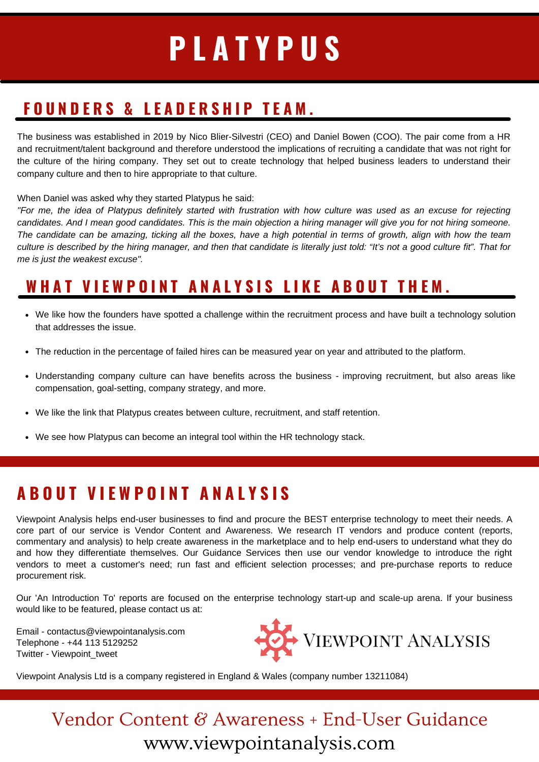# PLATYPUS

## FOUNDERS & LEADERSHIP TEAM.

The business was established in 2019 by Nico Blier-Silvestri (CEO) and Daniel Bowen (COO). The pair come from a HR and recruitment/talent background and therefore understood the implications of recruiting a candidate that was not right for the culture of the hiring company. They set out to create technology that helped business leaders to understand their company culture and then to hire appropriate to that culture.

When Daniel was asked why they started Platypus he said:

*"For me, the idea of Platypus definitely started with frustration with how culture was used as an excuse for rejecting candidates. And I mean good candidates. This is the main objection a hiring manager will give you for not hiring someone. The candidate can be amazing, ticking all the boxes, have a high potential in terms of growth, align with how the team culture is described by the hiring manager, and then that candidate is literally just told: "It's not a good culture fit". That for me is just the weakest excuse".*

## WHAT VIEWPOINT ANALYSIS LIKE ABOUT THEM.

- We like how the founders have spotted a challenge within the recruitment process and have built a technology solution that addresses the issue.
- The reduction in the percentage of failed hires can be measured year on year and attributed to the platform.
- Understanding company culture can have benefits across the business - improving recruitment, but also areas like compensation, goal-setting, company strategy, and more.
- We like the link that Platypus creates between culture, recruitment, and staff retention.
- We see how Platypus can become an integral tool within the HR technology stack.

## ABOUT VIEWPOINT ANALYSIS

Viewpoint Analysis helps end-user businesses to find and procure the BEST enterprise technology to meet their needs. A core part of our service is Vendor Content and Awareness. We research IT vendors and produce content (reports, commentary and analysis) to help create awareness in the marketplace and to help end-users to understand what they do and how they differentiate themselves. Our Guidance Services then use our vendor knowledge to introduce the right vendors to meet a customer's need; run fast and efficient selection processes; and pre-purchase reports to reduce procurement risk.

Our 'An Introduction To' reports are focused on the enterprise technology start-up and scale-up arena. If your business would like to be featured, please contact us at:

Email - contactus@viewpointanalysis.com
Telephone - +44 113 5129252
Twitter - Viewpoint_tweet

VIEWPOINT ANALYSIS

Viewpoint Analysis Ltd is a company registered in England & Wales (company number 13211084)

Vendor Content & Awareness + End-User Guidance
www.viewpointanalysis.com